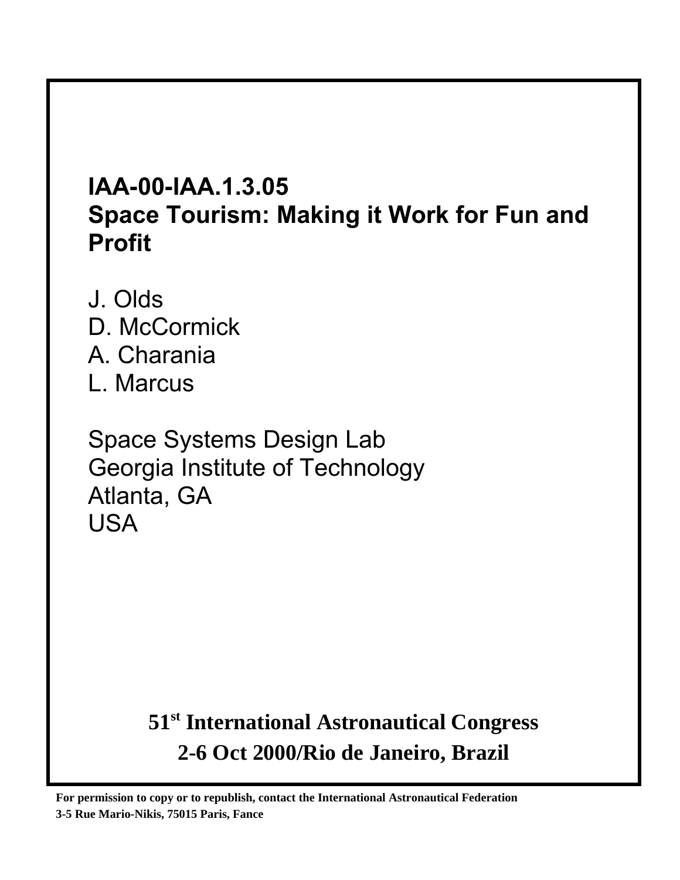# IAA-00-IAA.1.3.05
# Space Tourism: Making it Work for Fun and Profit

J. Olds
D. McCormick
A. Charania
L. Marcus

Space Systems Design Lab
Georgia Institute of Technology
Atlanta, GA
USA

**51st International Astronautical Congress**
**2-6 Oct 2000/Rio de Janeiro, Brazil**

**For permission to copy or to republish, contact the International Astronautical Federation**
**3-5 Rue Mario-Nikis, 75015 Paris, Fance**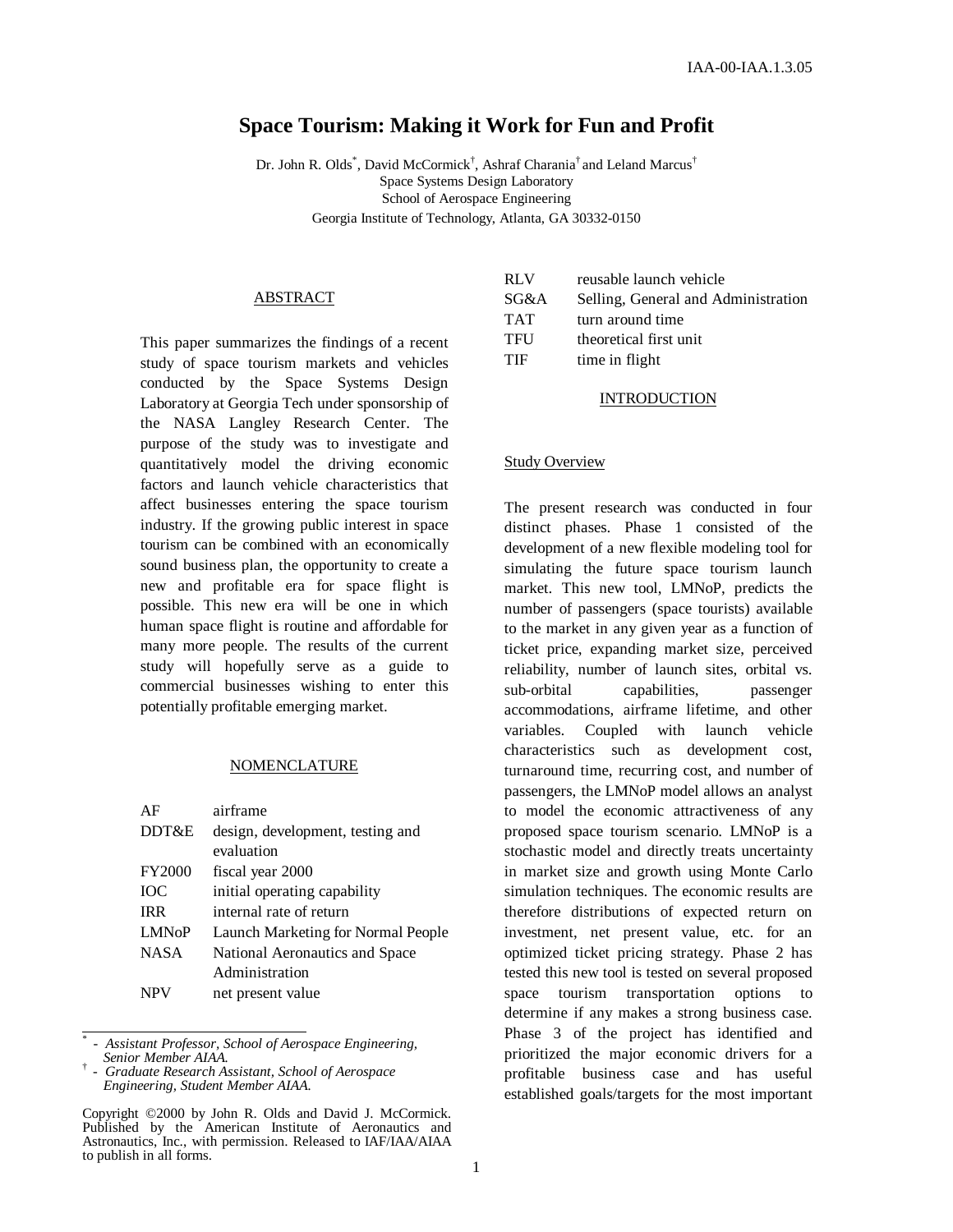# Space Tourism: Making it Work for Fun and Profit

Dr. John R. Olds*, David McCormick†, Ashraf Charania† and Leland Marcus†
Space Systems Design Laboratory
School of Aerospace Engineering
Georgia Institute of Technology, Atlanta, GA 30332-0150

## ABSTRACT

This paper summarizes the findings of a recent study of space tourism markets and vehicles conducted by the Space Systems Design Laboratory at Georgia Tech under sponsorship of the NASA Langley Research Center. The purpose of the study was to investigate and quantitatively model the driving economic factors and launch vehicle characteristics that affect businesses entering the space tourism industry. If the growing public interest in space tourism can be combined with an economically sound business plan, the opportunity to create a new and profitable era for space flight is possible. This new era will be one in which human space flight is routine and affordable for many more people. The results of the current study will hopefully serve as a guide to commercial businesses wishing to enter this potentially profitable emerging market.

## NOMENCLATURE

| | |
|---|---|
| AF | airframe |
| DDT&E | design, development, testing and evaluation |
| FY2000 | fiscal year 2000 |
| IOC | initial operating capability |
| IRR | internal rate of return |
| LMNoP | Launch Marketing for Normal People |
| NASA | National Aeronautics and Space Administration |
| NPV | net present value |
| RLV | reusable launch vehicle |
| SG&A | Selling, General and Administration |
| TAT | turn around time |
| TFU | theoretical first unit |
| TIF | time in flight |

* - *Assistant Professor, School of Aerospace Engineering, Senior Member AIAA.*
† - *Graduate Research Assistant, School of Aerospace Engineering, Student Member AIAA.*

Copyright ©2000 by John R. Olds and David J. McCormick. Published by the American Institute of Aeronautics and Astronautics, Inc., with permission. Released to IAF/IAA/AIAA to publish in all forms.

## INTRODUCTION

### Study Overview

The present research was conducted in four distinct phases. Phase 1 consisted of the development of a new flexible modeling tool for simulating the future space tourism launch market. This new tool, LMNoP, predicts the number of passengers (space tourists) available to the market in any given year as a function of ticket price, expanding market size, perceived reliability, number of launch sites, orbital vs. sub-orbital capabilities, passenger accommodations, airframe lifetime, and other variables. Coupled with launch vehicle characteristics such as development cost, turnaround time, recurring cost, and number of passengers, the LMNoP model allows an analyst to model the economic attractiveness of any proposed space tourism scenario. LMNoP is a stochastic model and directly treats uncertainty in market size and growth using Monte Carlo simulation techniques. The economic results are therefore distributions of expected return on investment, net present value, etc. for an optimized ticket pricing strategy. Phase 2 has tested this new tool is tested on several proposed space tourism transportation options to determine if any makes a strong business case. Phase 3 of the project has identified and prioritized the major economic drivers for a profitable business case and has useful established goals/targets for the most important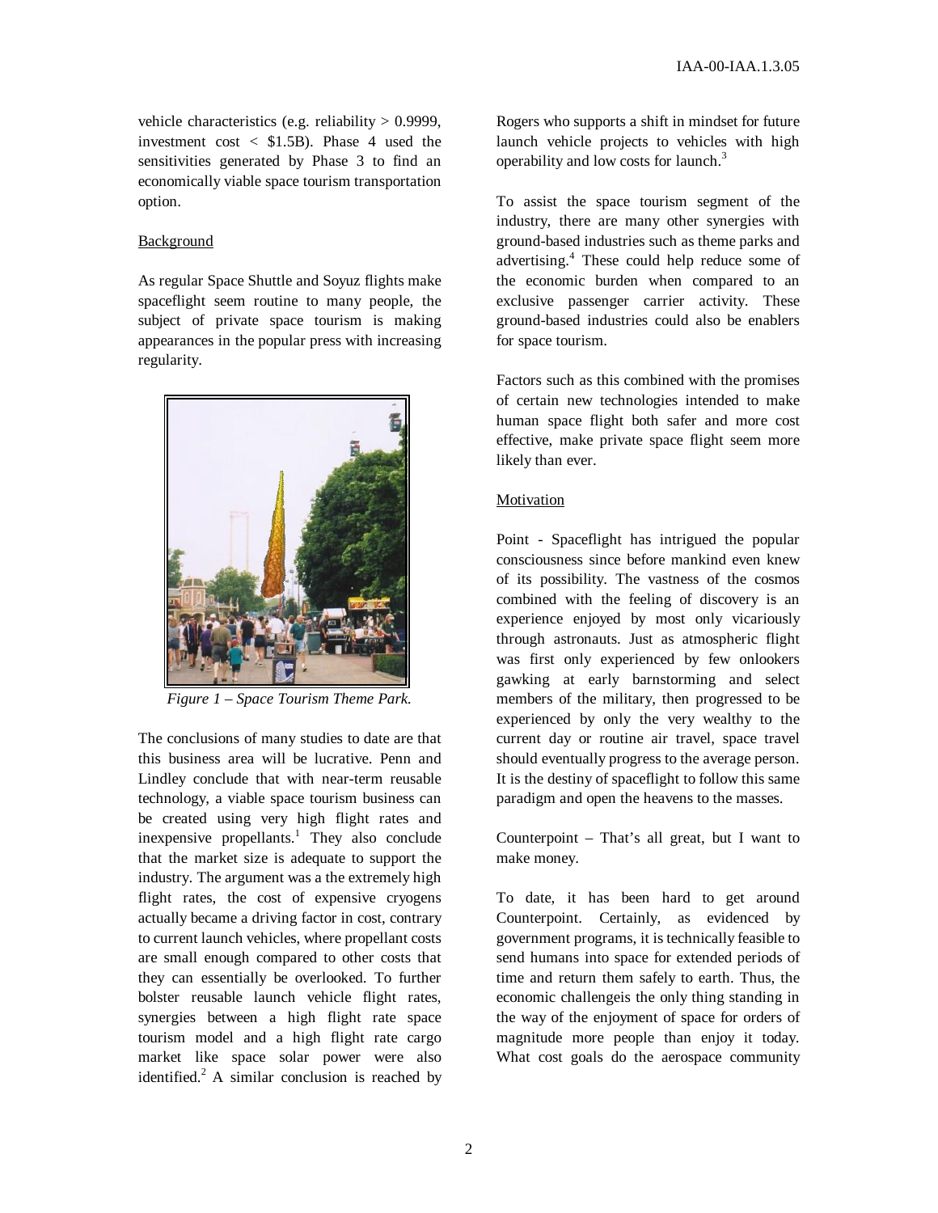vehicle characteristics (e.g. reliability > 0.9999, investment cost < $1.5B). Phase 4 used the sensitivities generated by Phase 3 to find an economically viable space tourism transportation option.

## Background

As regular Space Shuttle and Soyuz flights make spaceflight seem routine to many people, the subject of private space tourism is making appearances in the popular press with increasing regularity.

*Figure 1 – Space Tourism Theme Park.*

The conclusions of many studies to date are that this business area will be lucrative. Penn and Lindley conclude that with near-term reusable technology, a viable space tourism business can be created using very high flight rates and inexpensive propellants.[1] They also conclude that the market size is adequate to support the industry. The argument was a the extremely high flight rates, the cost of expensive cryogens actually became a driving factor in cost, contrary to current launch vehicles, where propellant costs are small enough compared to other costs that they can essentially be overlooked. To further bolster reusable launch vehicle flight rates, synergies between a high flight rate space tourism model and a high flight rate cargo market like space solar power were also identified.[2] A similar conclusion is reached by Rogers who supports a shift in mindset for future launch vehicle projects to vehicles with high operability and low costs for launch.[3]

To assist the space tourism segment of the industry, there are many other synergies with ground-based industries such as theme parks and advertising.[4] These could help reduce some of the economic burden when compared to an exclusive passenger carrier activity. These ground-based industries could also be enablers for space tourism.

Factors such as this combined with the promises of certain new technologies intended to make human space flight both safer and more cost effective, make private space flight seem more likely than ever.

## Motivation

Point - Spaceflight has intrigued the popular consciousness since before mankind even knew of its possibility. The vastness of the cosmos combined with the feeling of discovery is an experience enjoyed by most only vicariously through astronauts. Just as atmospheric flight was first only experienced by few onlookers gawking at early barnstorming and select members of the military, then progressed to be experienced by only the very wealthy to the current day or routine air travel, space travel should eventually progress to the average person. It is the destiny of spaceflight to follow this same paradigm and open the heavens to the masses.

Counterpoint – That's all great, but I want to make money.

To date, it has been hard to get around Counterpoint. Certainly, as evidenced by government programs, it is technically feasible to send humans into space for extended periods of time and return them safely to earth. Thus, the economic challengeis the only thing standing in the way of the enjoyment of space for orders of magnitude more people than enjoy it today. What cost goals do the aerospace community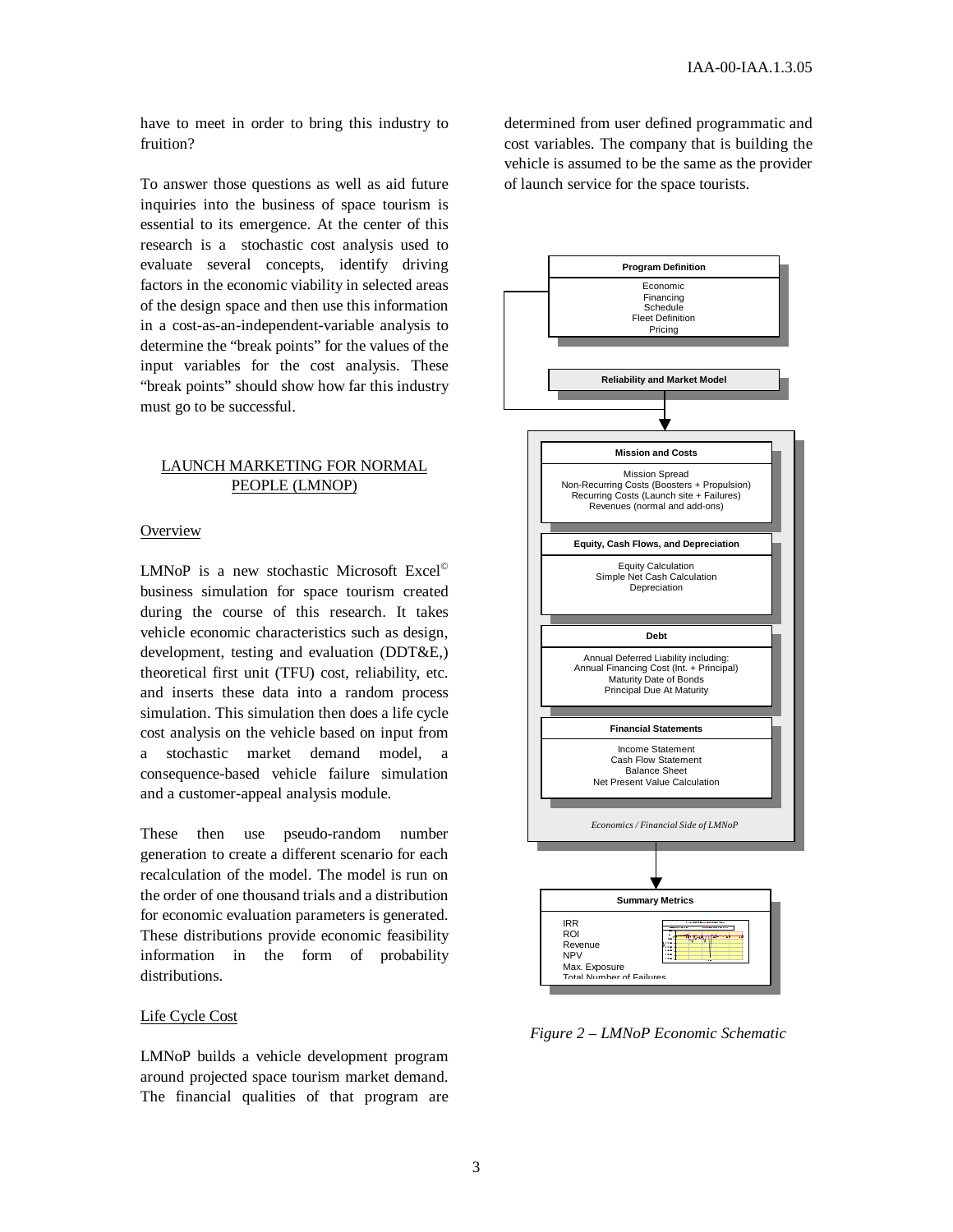have to meet in order to bring this industry to fruition?

To answer those questions as well as aid future inquiries into the business of space tourism is essential to its emergence. At the center of this research is a stochastic cost analysis used to evaluate several concepts, identify driving factors in the economic viability in selected areas of the design space and then use this information in a cost-as-an-independent-variable analysis to determine the "break points" for the values of the input variables for the cost analysis. These "break points" should show how far this industry must go to be successful.

## LAUNCH MARKETING FOR NORMAL PEOPLE (LMNOP)

### Overview

LMNoP is a new stochastic Microsoft Excel© business simulation for space tourism created during the course of this research. It takes vehicle economic characteristics such as design, development, testing and evaluation (DDT&E,) theoretical first unit (TFU) cost, reliability, etc. and inserts these data into a random process simulation. This simulation then does a life cycle cost analysis on the vehicle based on input from a stochastic market demand model, a consequence-based vehicle failure simulation and a customer-appeal analysis module.

These then use pseudo-random number generation to create a different scenario for each recalculation of the model. The model is run on the order of one thousand trials and a distribution for economic evaluation parameters is generated. These distributions provide economic feasibility information in the form of probability distributions.

### Life Cycle Cost

LMNoP builds a vehicle development program around projected space tourism market demand. The financial qualities of that program are determined from user defined programmatic and cost variables. The company that is building the vehicle is assumed to be the same as the provider of launch service for the space tourists.

**Program Definition**
Economic
Financing
Schedule
Fleet Definition
Pricing

**Reliability and Market Model**

**Mission and Costs**
Mission Spread
Non-Recurring Costs (Boosters + Propulsion)
Recurring Costs (Launch site + Failures)
Revenues (normal and add-ons)

**Equity, Cash Flows, and Depreciation**
Equity Calculation
Simple Net Cash Calculation
Depreciation

**Debt**
Annual Deferred Liability including:
Annual Financing Cost (Int. + Principal)
Maturity Date of Bonds
Principal Due At Maturity

**Financial Statements**
Income Statement
Cash Flow Statement
Balance Sheet
Net Present Value Calculation

*Economics / Financial Side of LMNoP*

**Summary Metrics**
IRR
ROI
Revenue
NPV
Max. Exposure
Total Number of Failures

*Figure 2 – LMNoP Economic Schematic*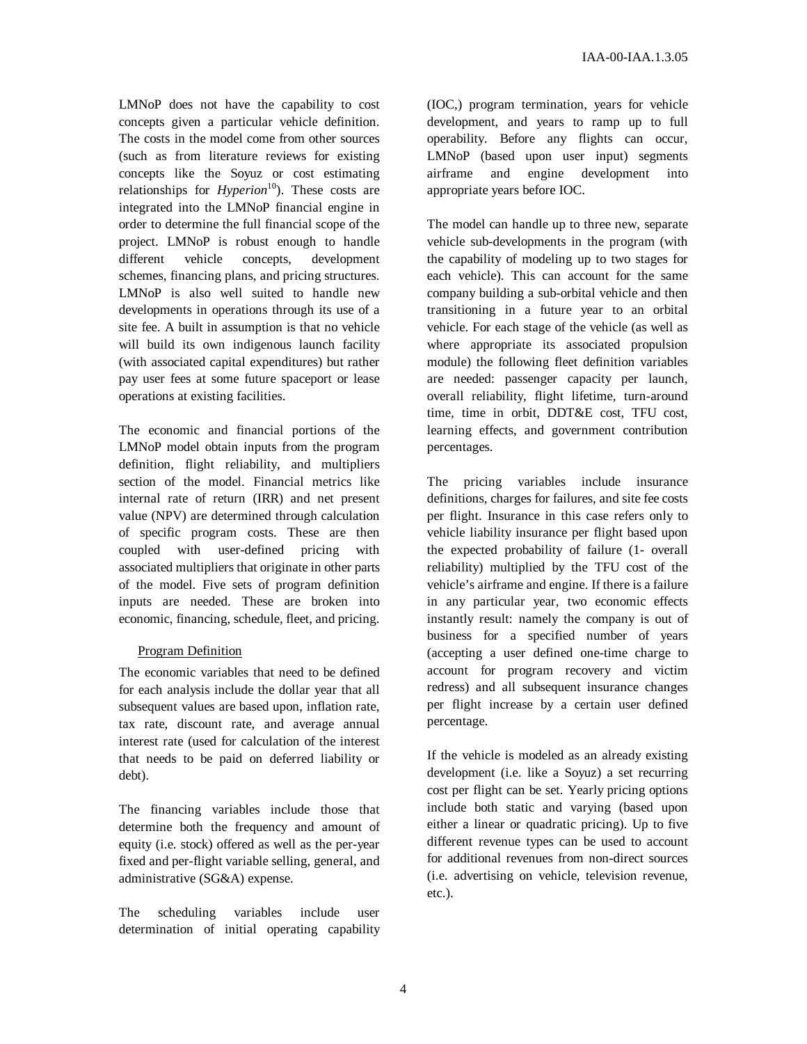LMNoP does not have the capability to cost concepts given a particular vehicle definition. The costs in the model come from other sources (such as from literature reviews for existing concepts like the Soyuz or cost estimating relationships for *Hyperion*[10]). These costs are integrated into the LMNoP financial engine in order to determine the full financial scope of the project. LMNoP is robust enough to handle different vehicle concepts, development schemes, financing plans, and pricing structures. LMNoP is also well suited to handle new developments in operations through its use of a site fee. A built in assumption is that no vehicle will build its own indigenous launch facility (with associated capital expenditures) but rather pay user fees at some future spaceport or lease operations at existing facilities.

The economic and financial portions of the LMNoP model obtain inputs from the program definition, flight reliability, and multipliers section of the model. Financial metrics like internal rate of return (IRR) and net present value (NPV) are determined through calculation of specific program costs. These are then coupled with user-defined pricing with associated multipliers that originate in other parts of the model. Five sets of program definition inputs are needed. These are broken into economic, financing, schedule, fleet, and pricing.

### Program Definition

The economic variables that need to be defined for each analysis include the dollar year that all subsequent values are based upon, inflation rate, tax rate, discount rate, and average annual interest rate (used for calculation of the interest that needs to be paid on deferred liability or debt).

The financing variables include those that determine both the frequency and amount of equity (i.e. stock) offered as well as the per-year fixed and per-flight variable selling, general, and administrative (SG&A) expense.

The scheduling variables include user determination of initial operating capability (IOC,) program termination, years for vehicle development, and years to ramp up to full operability. Before any flights can occur, LMNoP (based upon user input) segments airframe and engine development into appropriate years before IOC.

The model can handle up to three new, separate vehicle sub-developments in the program (with the capability of modeling up to two stages for each vehicle). This can account for the same company building a sub-orbital vehicle and then transitioning in a future year to an orbital vehicle. For each stage of the vehicle (as well as where appropriate its associated propulsion module) the following fleet definition variables are needed: passenger capacity per launch, overall reliability, flight lifetime, turn-around time, time in orbit, DDT&E cost, TFU cost, learning effects, and government contribution percentages.

The pricing variables include insurance definitions, charges for failures, and site fee costs per flight. Insurance in this case refers only to vehicle liability insurance per flight based upon the expected probability of failure (1- overall reliability) multiplied by the TFU cost of the vehicle's airframe and engine. If there is a failure in any particular year, two economic effects instantly result: namely the company is out of business for a specified number of years (accepting a user defined one-time charge to account for program recovery and victim redress) and all subsequent insurance changes per flight increase by a certain user defined percentage.

If the vehicle is modeled as an already existing development (i.e. like a Soyuz) a set recurring cost per flight can be set. Yearly pricing options include both static and varying (based upon either a linear or quadratic pricing). Up to five different revenue types can be used to account for additional revenues from non-direct sources (i.e. advertising on vehicle, television revenue, etc.).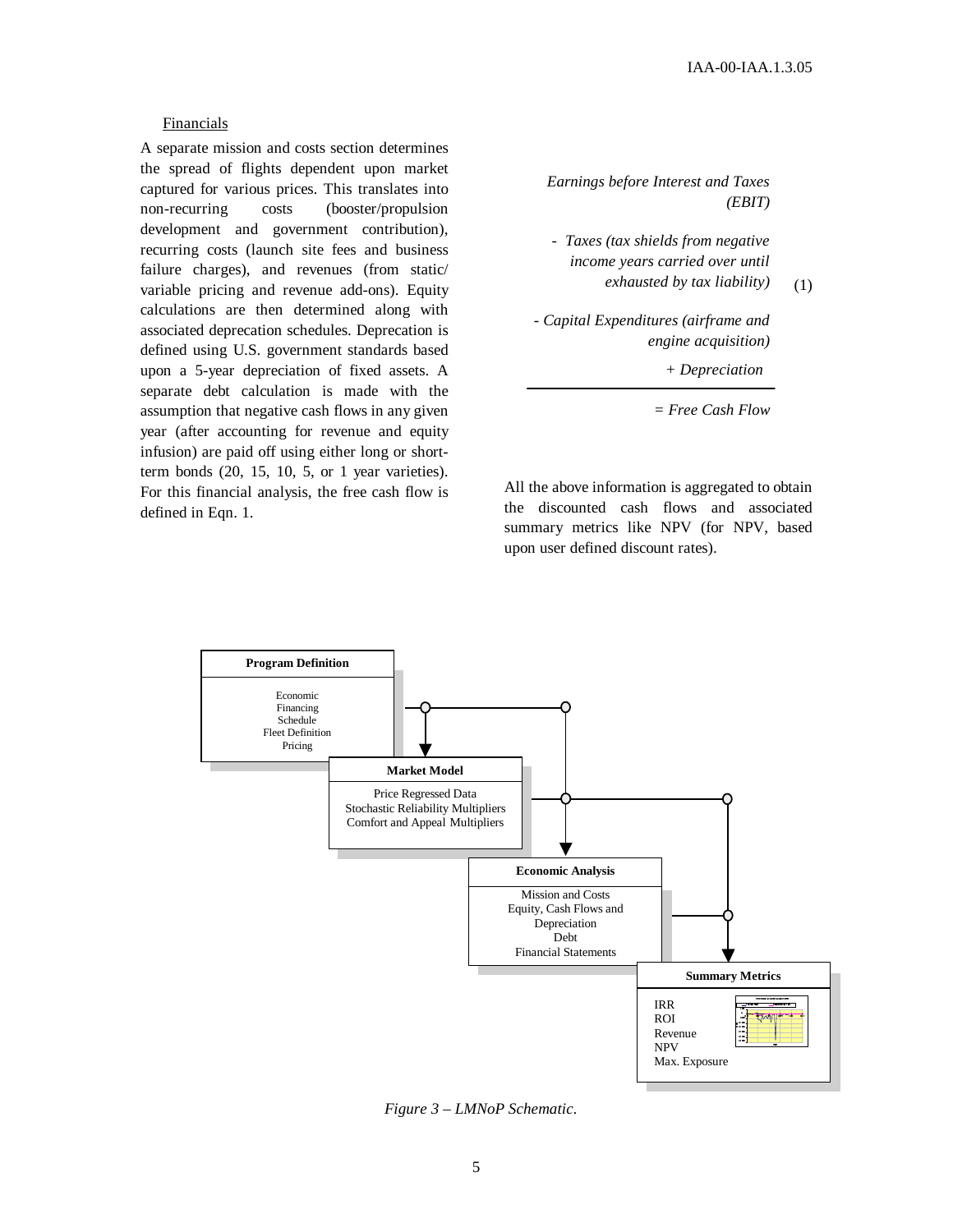### Financials

A separate mission and costs section determines the spread of flights dependent upon market captured for various prices. This translates into non-recurring costs (booster/propulsion development and government contribution), recurring costs (launch site fees and business failure charges), and revenues (from static/ variable pricing and revenue add-ons). Equity calculations are then determined along with associated deprecation schedules. Deprecation is defined using U.S. government standards based upon a 5-year depreciation of fixed assets. A separate debt calculation is made with the assumption that negative cash flows in any given year (after accounting for revenue and equity infusion) are paid off using either long or short-term bonds (20, 15, 10, 5, or 1 year varieties). For this financial analysis, the free cash flow is defined in Eqn. 1.

*Earnings before Interest and Taxes (EBIT)*

*- Taxes (tax shields from negative income years carried over until exhausted by tax liability)* (1)

*- Capital Expenditures (airframe and engine acquisition)*

*+ Depreciation*

---

*= Free Cash Flow*

All the above information is aggregated to obtain the discounted cash flows and associated summary metrics like NPV (for NPV, based upon user defined discount rates).

**Program Definition**: Economic, Financing, Schedule, Fleet Definition, Pricing

**Market Model**: Price Regressed Data, Stochastic Reliability Multipliers, Comfort and Appeal Multipliers

**Economic Analysis**: Mission and Costs, Equity, Cash Flows and Depreciation, Debt, Financial Statements

**Summary Metrics**: IRR, ROI, Revenue, NPV, Max. Exposure

*Figure 3 – LMNoP Schematic.*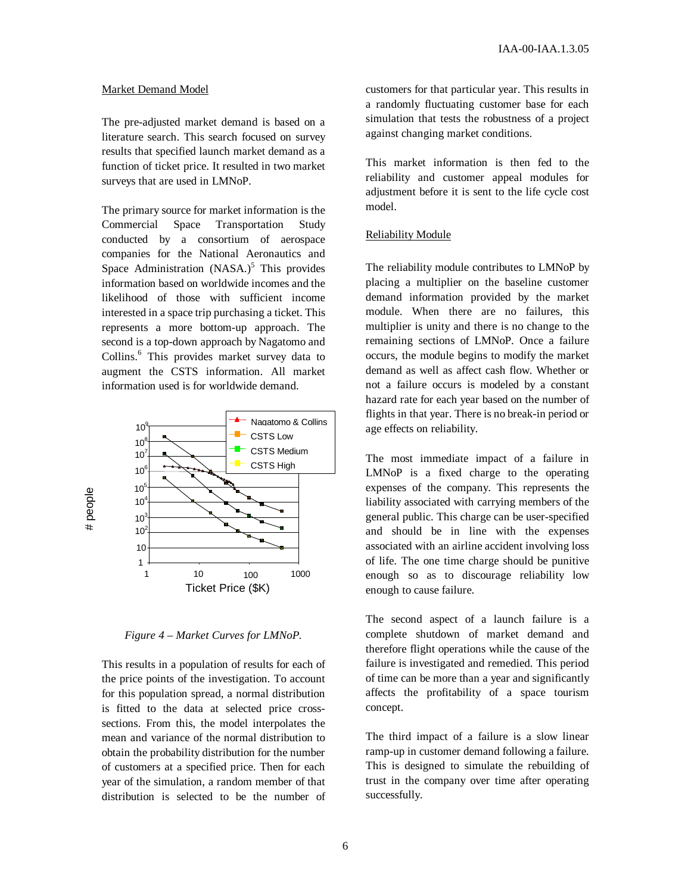### Market Demand Model

The pre-adjusted market demand is based on a literature search. This search focused on survey results that specified launch market demand as a function of ticket price. It resulted in two market surveys that are used in LMNoP.

The primary source for market information is the Commercial Space Transportation Study conducted by a consortium of aerospace companies for the National Aeronautics and Space Administration (NASA.)[5] This provides information based on worldwide incomes and the likelihood of those with sufficient income interested in a space trip purchasing a ticket. This represents a more bottom-up approach. The second is a top-down approach by Nagatomo and Collins.[6] This provides market survey data to augment the CSTS information. All market information used is for worldwide demand.

*Figure 4 – Market Curves for LMNoP.*

This results in a population of results for each of the price points of the investigation. To account for this population spread, a normal distribution is fitted to the data at selected price cross-sections. From this, the model interpolates the mean and variance of the normal distribution to obtain the probability distribution for the number of customers at a specified price. Then for each year of the simulation, a random member of that distribution is selected to be the number of customers for that particular year. This results in a randomly fluctuating customer base for each simulation that tests the robustness of a project against changing market conditions.

This market information is then fed to the reliability and customer appeal modules for adjustment before it is sent to the life cycle cost model.

### Reliability Module

The reliability module contributes to LMNoP by placing a multiplier on the baseline customer demand information provided by the market module. When there are no failures, this multiplier is unity and there is no change to the remaining sections of LMNoP. Once a failure occurs, the module begins to modify the market demand as well as affect cash flow. Whether or not a failure occurs is modeled by a constant hazard rate for each year based on the number of flights in that year. There is no break-in period or age effects on reliability.

The most immediate impact of a failure in LMNoP is a fixed charge to the operating expenses of the company. This represents the liability associated with carrying members of the general public. This charge can be user-specified and should be in line with the expenses associated with an airline accident involving loss of life. The one time charge should be punitive enough so as to discourage reliability low enough to cause failure.

The second aspect of a launch failure is a complete shutdown of market demand and therefore flight operations while the cause of the failure is investigated and remedied. This period of time can be more than a year and significantly affects the profitability of a space tourism concept.

The third impact of a failure is a slow linear ramp-up in customer demand following a failure. This is designed to simulate the rebuilding of trust in the company over time after operating successfully.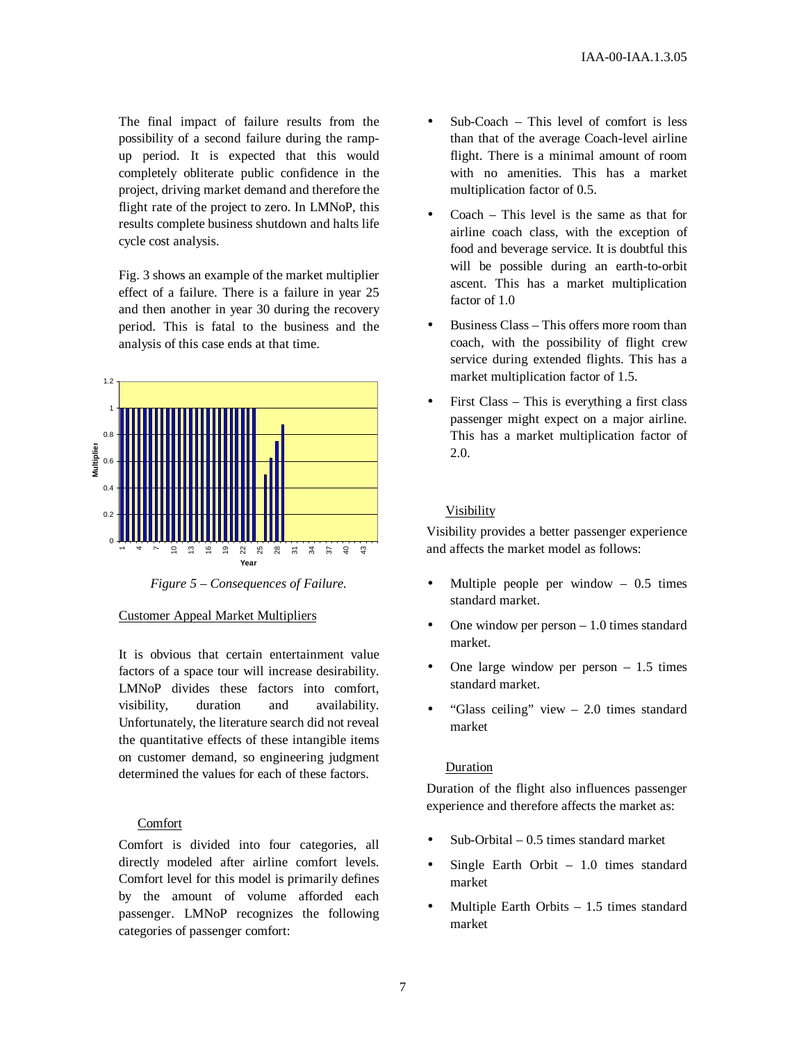The final impact of failure results from the possibility of a second failure during the ramp-up period. It is expected that this would completely obliterate public confidence in the project, driving market demand and therefore the flight rate of the project to zero. In LMNoP, this results complete business shutdown and halts life cycle cost analysis.

Fig. 3 shows an example of the market multiplier effect of a failure. There is a failure in year 25 and then another in year 30 during the recovery period. This is fatal to the business and the analysis of this case ends at that time.

*Figure 5 – Consequences of Failure.*

Customer Appeal Market Multipliers

It is obvious that certain entertainment value factors of a space tour will increase desirability. LMNoP divides these factors into comfort, visibility, duration and availability. Unfortunately, the literature search did not reveal the quantitative effects of these intangible items on customer demand, so engineering judgment determined the values for each of these factors.

Comfort

Comfort is divided into four categories, all directly modeled after airline comfort levels. Comfort level for this model is primarily defines by the amount of volume afforded each passenger. LMNoP recognizes the following categories of passenger comfort:

- Sub-Coach – This level of comfort is less than that of the average Coach-level airline flight. There is a minimal amount of room with no amenities. This has a market multiplication factor of 0.5.
- Coach – This level is the same as that for airline coach class, with the exception of food and beverage service. It is doubtful this will be possible during an earth-to-orbit ascent. This has a market multiplication factor of 1.0
- Business Class – This offers more room than coach, with the possibility of flight crew service during extended flights. This has a market multiplication factor of 1.5.
- First Class – This is everything a first class passenger might expect on a major airline. This has a market multiplication factor of 2.0.

Visibility

Visibility provides a better passenger experience and affects the market model as follows:

- Multiple people per window – 0.5 times standard market.
- One window per person – 1.0 times standard market.
- One large window per person – 1.5 times standard market.
- "Glass ceiling" view – 2.0 times standard market

Duration

Duration of the flight also influences passenger experience and therefore affects the market as:

- Sub-Orbital – 0.5 times standard market
- Single Earth Orbit – 1.0 times standard market
- Multiple Earth Orbits – 1.5 times standard market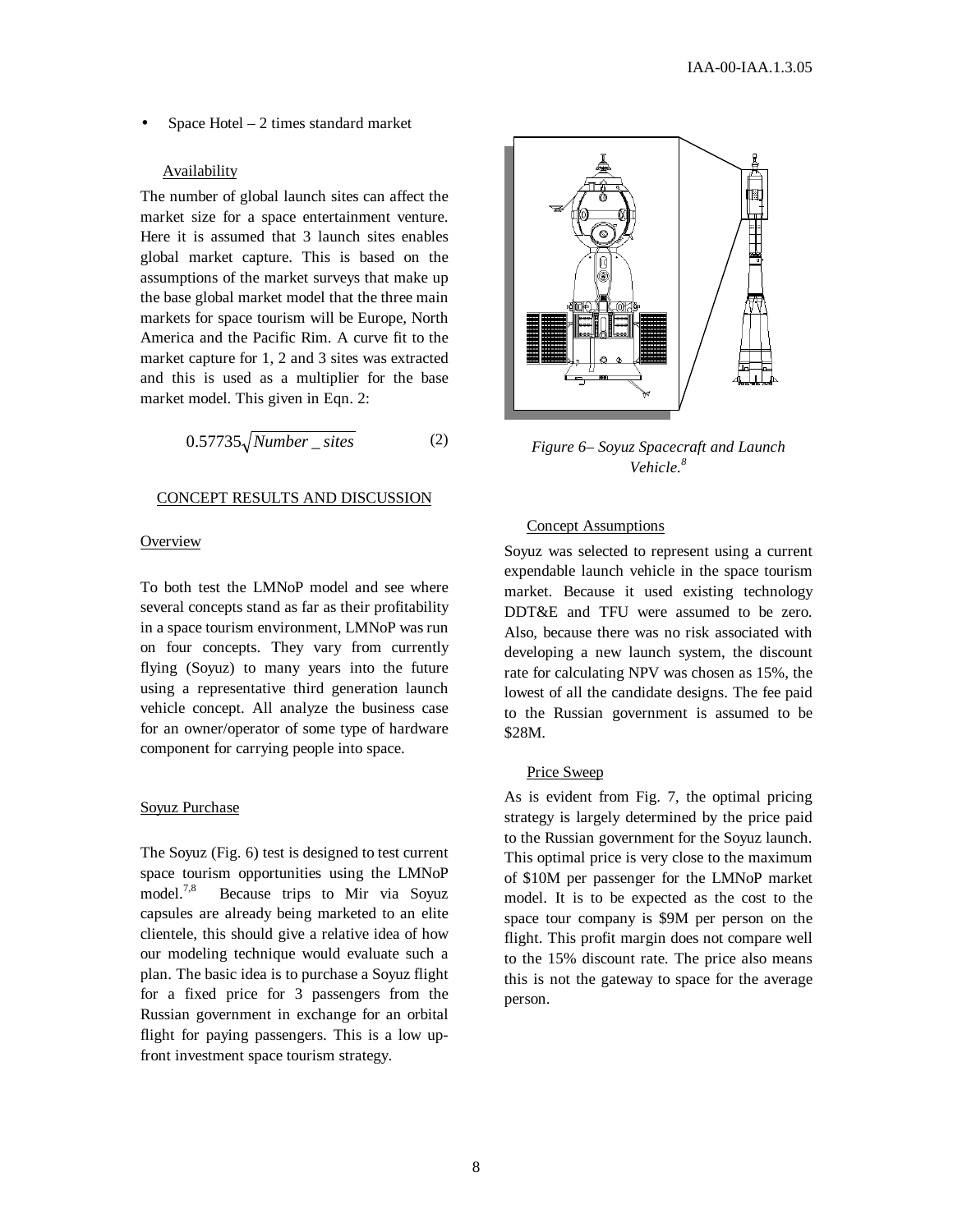- Space Hotel – 2 times standard market

### Availability

The number of global launch sites can affect the market size for a space entertainment venture. Here it is assumed that 3 launch sites enables global market capture. This is based on the assumptions of the market surveys that make up the base global market model that the three main markets for space tourism will be Europe, North America and the Pacific Rim. A curve fit to the market capture for 1, 2 and 3 sites was extracted and this is used as a multiplier for the base market model. This given in Eqn. 2:

$$0.57735\sqrt{Number\_sites} \qquad (2)$$

## CONCEPT RESULTS AND DISCUSSION

### Overview

To both test the LMNoP model and see where several concepts stand as far as their profitability in a space tourism environment, LMNoP was run on four concepts. They vary from currently flying (Soyuz) to many years into the future using a representative third generation launch vehicle concept. All analyze the business case for an owner/operator of some type of hardware component for carrying people into space.

### Soyuz Purchase

The Soyuz (Fig. 6) test is designed to test current space tourism opportunities using the LMNoP model.[7,8] Because trips to Mir via Soyuz capsules are already being marketed to an elite clientele, this should give a relative idea of how our modeling technique would evaluate such a plan. The basic idea is to purchase a Soyuz flight for a fixed price for 3 passengers from the Russian government in exchange for an orbital flight for paying passengers. This is a low up-front investment space tourism strategy.

*Figure 6– Soyuz Spacecraft and Launch Vehicle.[8]*

### Concept Assumptions

Soyuz was selected to represent using a current expendable launch vehicle in the space tourism market. Because it used existing technology DDT&E and TFU were assumed to be zero. Also, because there was no risk associated with developing a new launch system, the discount rate for calculating NPV was chosen as 15%, the lowest of all the candidate designs. The fee paid to the Russian government is assumed to be \$28M.

### Price Sweep

As is evident from Fig. 7, the optimal pricing strategy is largely determined by the price paid to the Russian government for the Soyuz launch. This optimal price is very close to the maximum of \$10M per passenger for the LMNoP market model. It is to be expected as the cost to the space tour company is \$9M per person on the flight. This profit margin does not compare well to the 15% discount rate. The price also means this is not the gateway to space for the average person.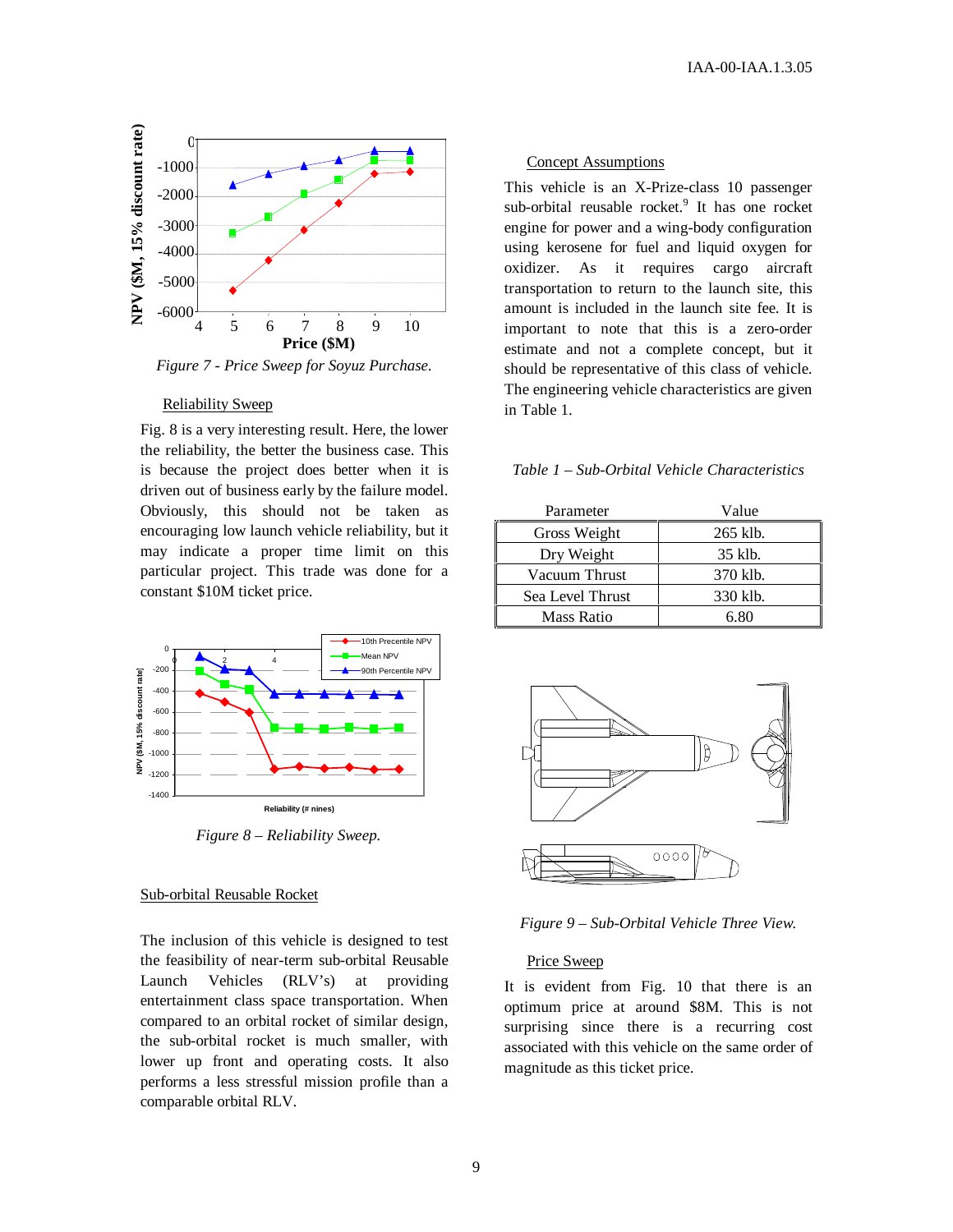Figure 7 - Price Sweep for Soyuz Purchase.

### Reliability Sweep

Fig. 8 is a very interesting result. Here, the lower the reliability, the better the business case. This is because the project does better when it is driven out of business early by the failure model. Obviously, this should not be taken as encouraging low launch vehicle reliability, but it may indicate a proper time limit on this particular project. This trade was done for a constant $10M ticket price.

Figure 8 – Reliability Sweep.

### Sub-orbital Reusable Rocket

The inclusion of this vehicle is designed to test the feasibility of near-term sub-orbital Reusable Launch Vehicles (RLV's) at providing entertainment class space transportation. When compared to an orbital rocket of similar design, the sub-orbital rocket is much smaller, with lower up front and operating costs. It also performs a less stressful mission profile than a comparable orbital RLV.

### Concept Assumptions

This vehicle is an X-Prize-class 10 passenger sub-orbital reusable rocket.[9] It has one rocket engine for power and a wing-body configuration using kerosene for fuel and liquid oxygen for oxidizer. As it requires cargo aircraft transportation to return to the launch site, this amount is included in the launch site fee. It is important to note that this is a zero-order estimate and not a complete concept, but it should be representative of this class of vehicle. The engineering vehicle characteristics are given in Table 1.

*Table 1 – Sub-Orbital Vehicle Characteristics*

| Parameter | Value |
|---|---|
| Gross Weight | 265 klb. |
| Dry Weight | 35 klb. |
| Vacuum Thrust | 370 klb. |
| Sea Level Thrust | 330 klb. |
| Mass Ratio | 6.80 |

Figure 9 – Sub-Orbital Vehicle Three View.

### Price Sweep

It is evident from Fig. 10 that there is an optimum price at around $8M. This is not surprising since there is a recurring cost associated with this vehicle on the same order of magnitude as this ticket price.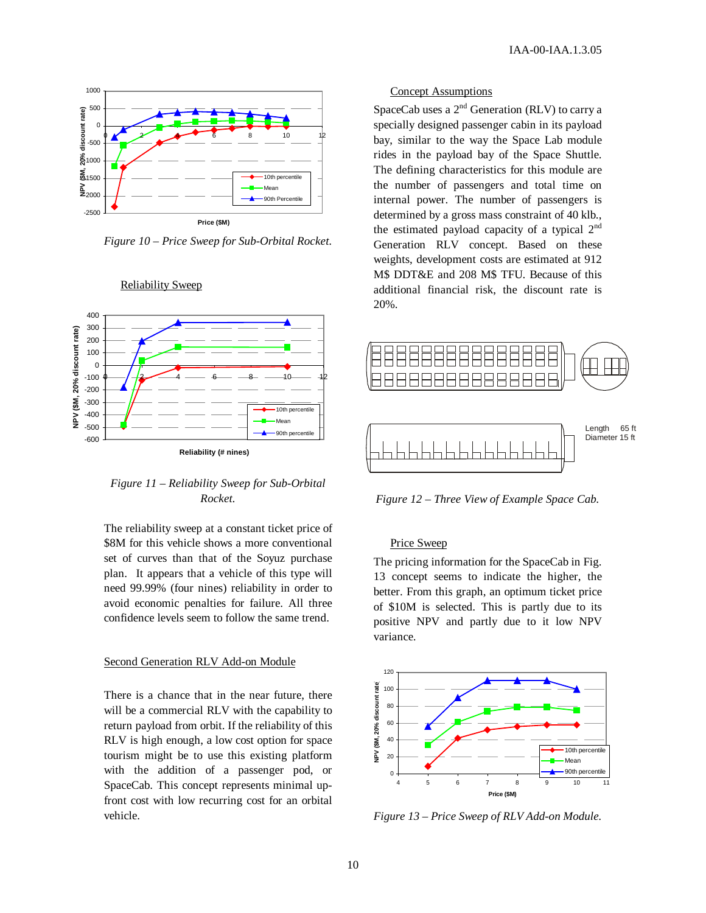*Figure 10 – Price Sweep for Sub-Orbital Rocket.*

Reliability Sweep

*Figure 11 – Reliability Sweep for Sub-Orbital Rocket.*

The reliability sweep at a constant ticket price of $8M for this vehicle shows a more conventional set of curves than that of the Soyuz purchase plan. It appears that a vehicle of this type will need 99.99% (four nines) reliability in order to avoid economic penalties for failure. All three confidence levels seem to follow the same trend.

Second Generation RLV Add-on Module

There is a chance that in the near future, there will be a commercial RLV with the capability to return payload from orbit. If the reliability of this RLV is high enough, a low cost option for space tourism might be to use this existing platform with the addition of a passenger pod, or SpaceCab. This concept represents minimal up-front cost with low recurring cost for an orbital vehicle.

Concept Assumptions

SpaceCab uses a 2nd Generation (RLV) to carry a specially designed passenger cabin in its payload bay, similar to the way the Space Lab module rides in the payload bay of the Space Shuttle. The defining characteristics for this module are the number of passengers and total time on internal power. The number of passengers is determined by a gross mass constraint of 40 klb., the estimated payload capacity of a typical 2nd Generation RLV concept. Based on these weights, development costs are estimated at 912 M$ DDT&E and 208 M$ TFU. Because of this additional financial risk, the discount rate is 20%.

*Figure 12 – Three View of Example Space Cab.*

Price Sweep

The pricing information for the SpaceCab in Fig. 13 concept seems to indicate the higher, the better. From this graph, an optimum ticket price of $10M is selected. This is partly due to its positive NPV and partly due to it low NPV variance.

*Figure 13 – Price Sweep of RLV Add-on Module.*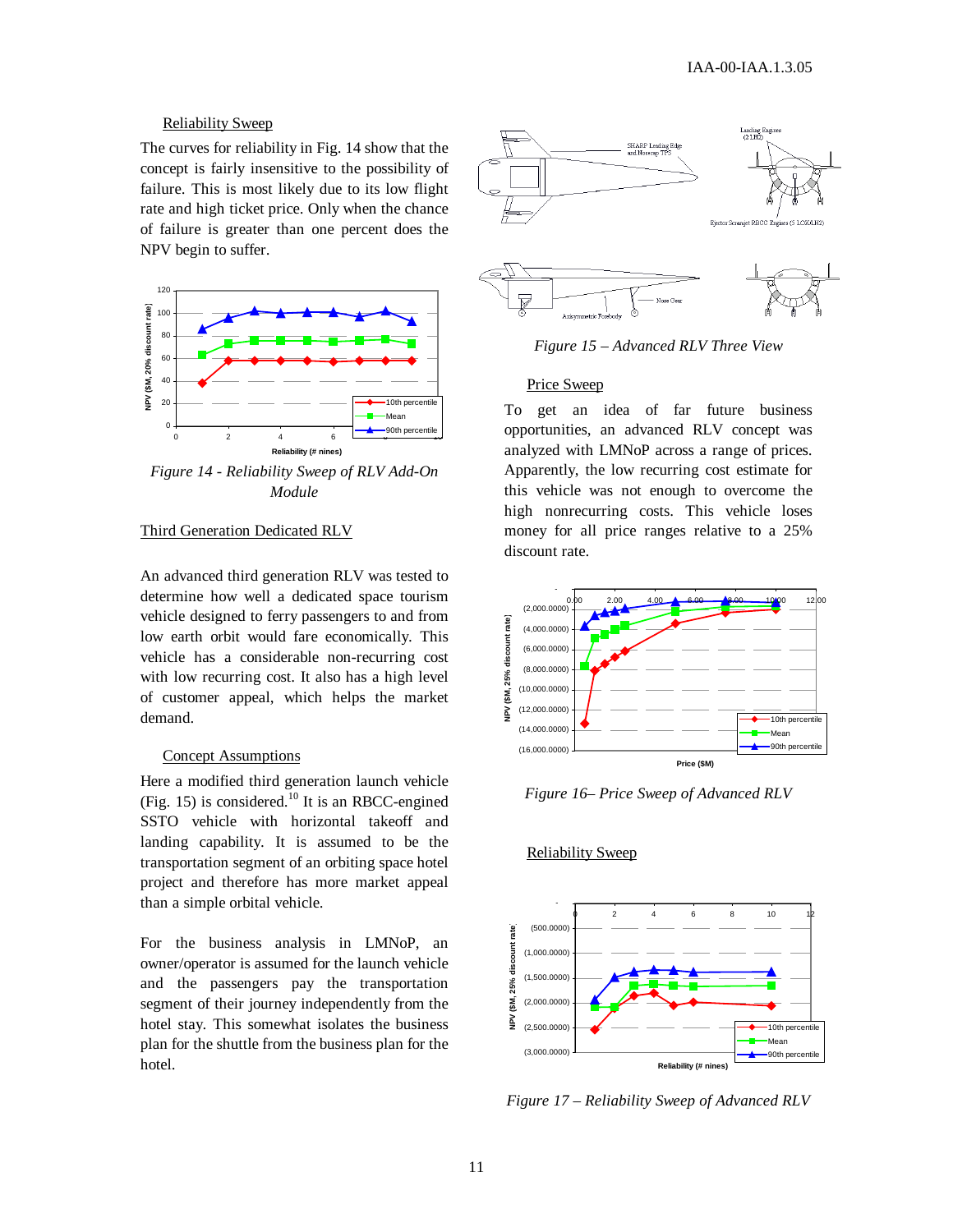### Reliability Sweep

The curves for reliability in Fig. 14 show that the concept is fairly insensitive to the possibility of failure. This is most likely due to its low flight rate and high ticket price. Only when the chance of failure is greater than one percent does the NPV begin to suffer.

*Figure 14 - Reliability Sweep of RLV Add-On Module*

## Third Generation Dedicated RLV

An advanced third generation RLV was tested to determine how well a dedicated space tourism vehicle designed to ferry passengers to and from low earth orbit would fare economically. This vehicle has a considerable non-recurring cost with low recurring cost. It also has a high level of customer appeal, which helps the market demand.

### Concept Assumptions

Here a modified third generation launch vehicle (Fig. 15) is considered.[10] It is an RBCC-engined SSTO vehicle with horizontal takeoff and landing capability. It is assumed to be the transportation segment of an orbiting space hotel project and therefore has more market appeal than a simple orbital vehicle.

For the business analysis in LMNoP, an owner/operator is assumed for the launch vehicle and the passengers pay the transportation segment of their journey independently from the hotel stay. This somewhat isolates the business plan for the shuttle from the business plan for the hotel.

*Figure 15 – Advanced RLV Three View*

### Price Sweep

To get an idea of far future business opportunities, an advanced RLV concept was analyzed with LMNoP across a range of prices. Apparently, the low recurring cost estimate for this vehicle was not enough to overcome the high nonrecurring costs. This vehicle loses money for all price ranges relative to a 25% discount rate.

*Figure 16– Price Sweep of Advanced RLV*

### Reliability Sweep

*Figure 17 – Reliability Sweep of Advanced RLV*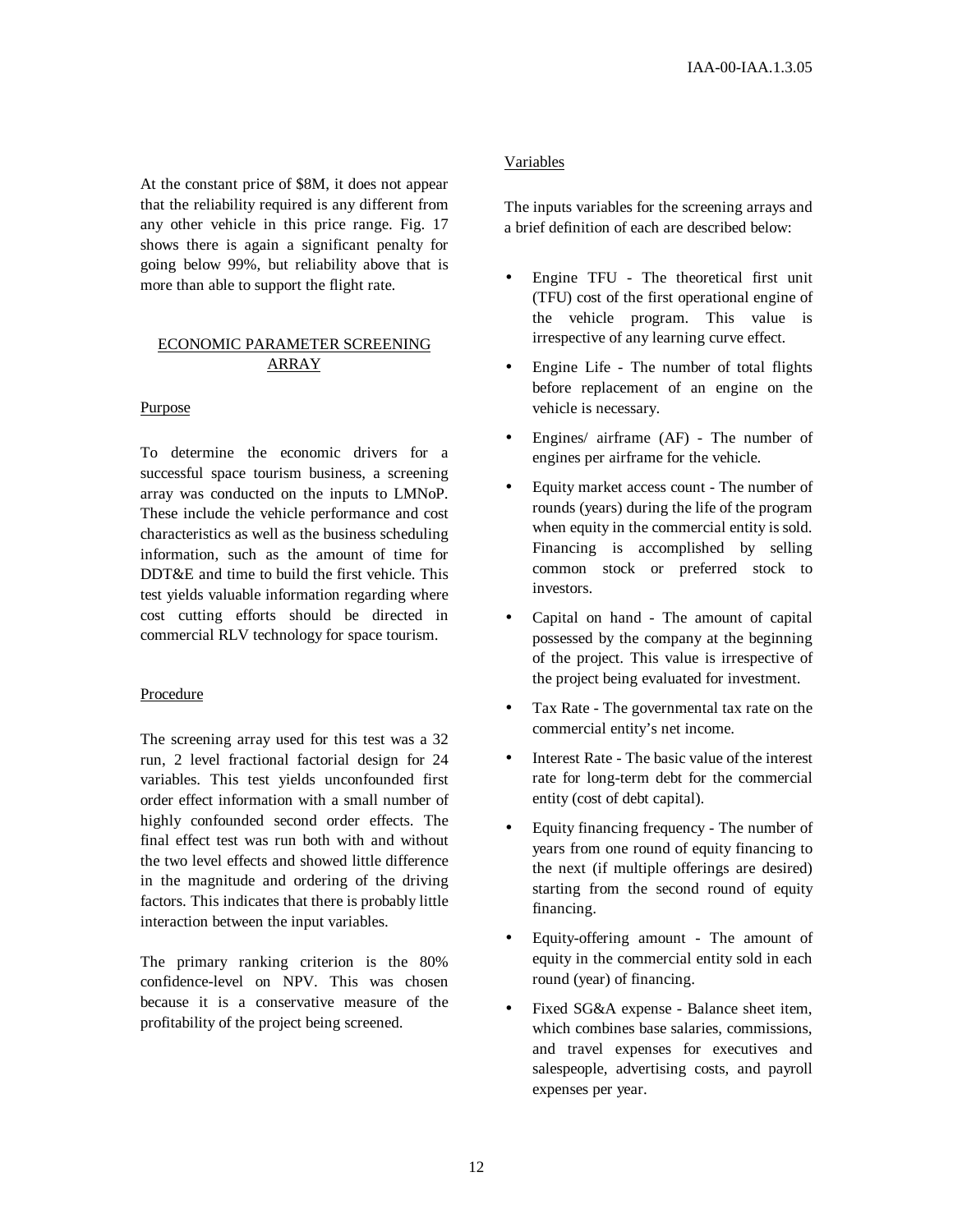At the constant price of $8M, it does not appear that the reliability required is any different from any other vehicle in this price range. Fig. 17 shows there is again a significant penalty for going below 99%, but reliability above that is more than able to support the flight rate.

## ECONOMIC PARAMETER SCREENING ARRAY

### Purpose

To determine the economic drivers for a successful space tourism business, a screening array was conducted on the inputs to LMNoP. These include the vehicle performance and cost characteristics as well as the business scheduling information, such as the amount of time for DDT&E and time to build the first vehicle. This test yields valuable information regarding where cost cutting efforts should be directed in commercial RLV technology for space tourism.

### Procedure

The screening array used for this test was a 32 run, 2 level fractional factorial design for 24 variables. This test yields unconfounded first order effect information with a small number of highly confounded second order effects. The final effect test was run both with and without the two level effects and showed little difference in the magnitude and ordering of the driving factors. This indicates that there is probably little interaction between the input variables.

The primary ranking criterion is the 80% confidence-level on NPV. This was chosen because it is a conservative measure of the profitability of the project being screened.

### Variables

The inputs variables for the screening arrays and a brief definition of each are described below:

- Engine TFU - The theoretical first unit (TFU) cost of the first operational engine of the vehicle program. This value is irrespective of any learning curve effect.
- Engine Life - The number of total flights before replacement of an engine on the vehicle is necessary.
- Engines/ airframe (AF) - The number of engines per airframe for the vehicle.
- Equity market access count - The number of rounds (years) during the life of the program when equity in the commercial entity is sold. Financing is accomplished by selling common stock or preferred stock to investors.
- Capital on hand - The amount of capital possessed by the company at the beginning of the project. This value is irrespective of the project being evaluated for investment.
- Tax Rate - The governmental tax rate on the commercial entity's net income.
- Interest Rate - The basic value of the interest rate for long-term debt for the commercial entity (cost of debt capital).
- Equity financing frequency - The number of years from one round of equity financing to the next (if multiple offerings are desired) starting from the second round of equity financing.
- Equity-offering amount - The amount of equity in the commercial entity sold in each round (year) of financing.
- Fixed SG&A expense - Balance sheet item, which combines base salaries, commissions, and travel expenses for executives and salespeople, advertising costs, and payroll expenses per year.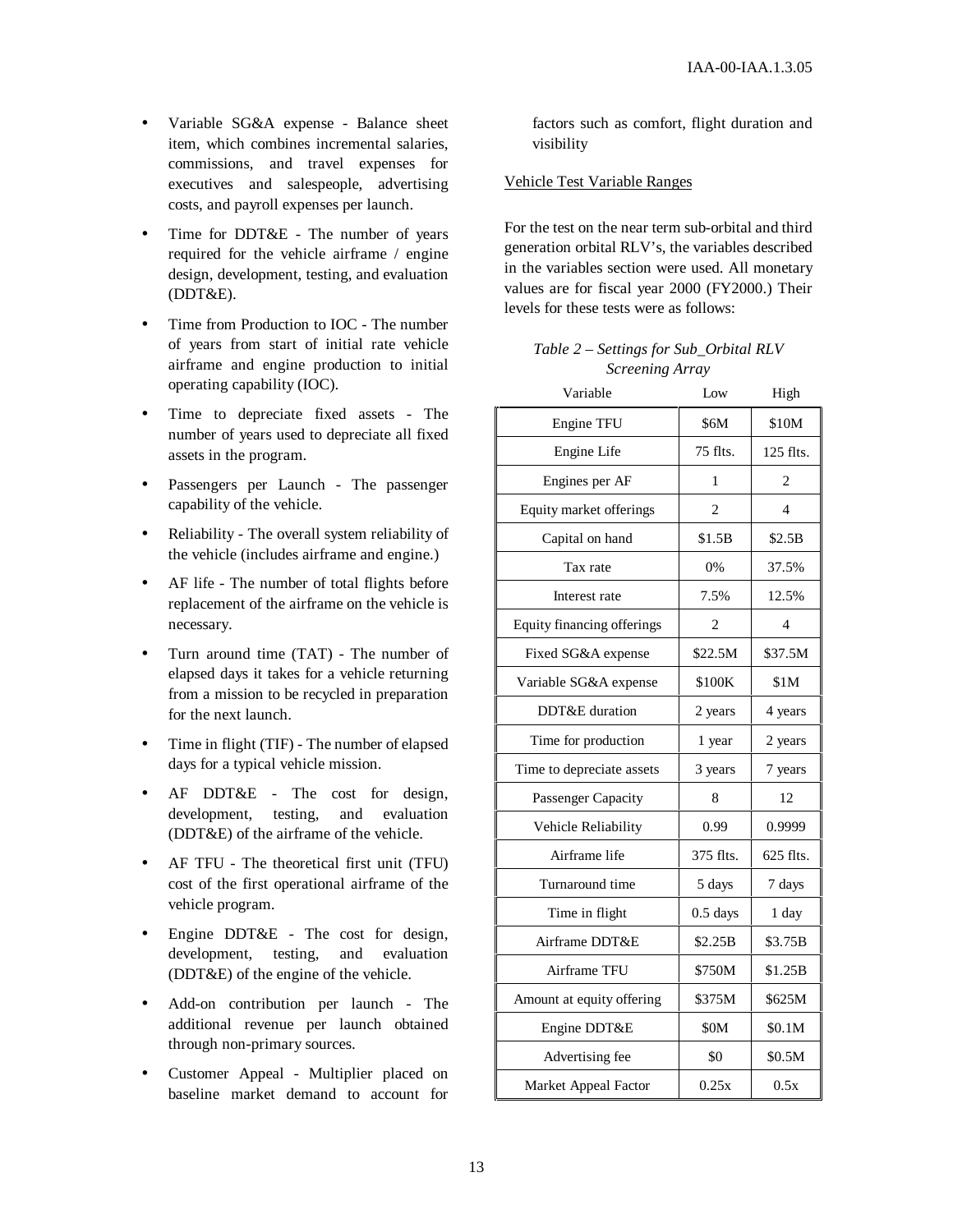- Variable SG&A expense - Balance sheet item, which combines incremental salaries, commissions, and travel expenses for executives and salespeople, advertising costs, and payroll expenses per launch.
- Time for DDT&E - The number of years required for the vehicle airframe / engine design, development, testing, and evaluation (DDT&E).
- Time from Production to IOC - The number of years from start of initial rate vehicle airframe and engine production to initial operating capability (IOC).
- Time to depreciate fixed assets - The number of years used to depreciate all fixed assets in the program.
- Passengers per Launch - The passenger capability of the vehicle.
- Reliability - The overall system reliability of the vehicle (includes airframe and engine.)
- AF life - The number of total flights before replacement of the airframe on the vehicle is necessary.
- Turn around time (TAT) - The number of elapsed days it takes for a vehicle returning from a mission to be recycled in preparation for the next launch.
- Time in flight (TIF) - The number of elapsed days for a typical vehicle mission.
- AF DDT&E - The cost for design, development, testing, and evaluation (DDT&E) of the airframe of the vehicle.
- AF TFU - The theoretical first unit (TFU) cost of the first operational airframe of the vehicle program.
- Engine DDT&E - The cost for design, development, testing, and evaluation (DDT&E) of the engine of the vehicle.
- Add-on contribution per launch - The additional revenue per launch obtained through non-primary sources.
- Customer Appeal - Multiplier placed on baseline market demand to account for factors such as comfort, flight duration and visibility

## Vehicle Test Variable Ranges

For the test on the near term sub-orbital and third generation orbital RLV's, the variables described in the variables section were used. All monetary values are for fiscal year 2000 (FY2000.) Their levels for these tests were as follows:

*Table 2 – Settings for Sub_Orbital RLV Screening Array*

| Variable | Low | High |
|---|---|---|
| Engine TFU | \$6M | \$10M |
| Engine Life | 75 flts. | 125 flts. |
| Engines per AF | 1 | 2 |
| Equity market offerings | 2 | 4 |
| Capital on hand | \$1.5B | \$2.5B |
| Tax rate | 0% | 37.5% |
| Interest rate | 7.5% | 12.5% |
| Equity financing offerings | 2 | 4 |
| Fixed SG&A expense | \$22.5M | \$37.5M |
| Variable SG&A expense | \$100K | \$1M |
| DDT&E duration | 2 years | 4 years |
| Time for production | 1 year | 2 years |
| Time to depreciate assets | 3 years | 7 years |
| Passenger Capacity | 8 | 12 |
| Vehicle Reliability | 0.99 | 0.9999 |
| Airframe life | 375 flts. | 625 flts. |
| Turnaround time | 5 days | 7 days |
| Time in flight | 0.5 days | 1 day |
| Airframe DDT&E | \$2.25B | \$3.75B |
| Airframe TFU | \$750M | \$1.25B |
| Amount at equity offering | \$375M | \$625M |
| Engine DDT&E | \$0M | \$0.1M |
| Advertising fee | \$0 | \$0.5M |
| Market Appeal Factor | 0.25x | 0.5x |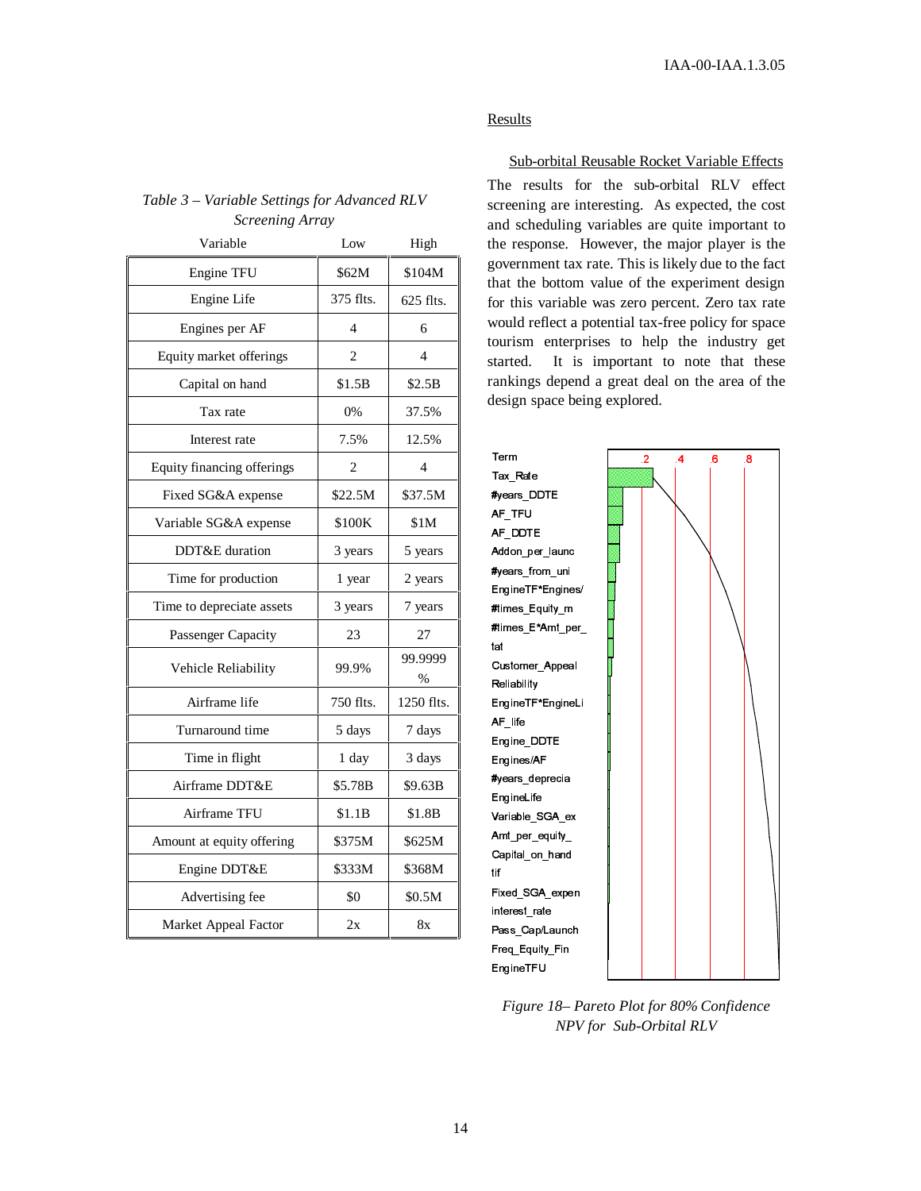*Table 3 – Variable Settings for Advanced RLV Screening Array*

| Variable | Low | High |
|---|---|---|
| Engine TFU | $62M | $104M |
| Engine Life | 375 flts. | 625 flts. |
| Engines per AF | 4 | 6 |
| Equity market offerings | 2 | 4 |
| Capital on hand | $1.5B | $2.5B |
| Tax rate | 0% | 37.5% |
| Interest rate | 7.5% | 12.5% |
| Equity financing offerings | 2 | 4 |
| Fixed SG&A expense | $22.5M | $37.5M |
| Variable SG&A expense | $100K | $1M |
| DDT&E duration | 3 years | 5 years |
| Time for production | 1 year | 2 years |
| Time to depreciate assets | 3 years | 7 years |
| Passenger Capacity | 23 | 27 |
| Vehicle Reliability | 99.9% | 99.9999 % |
| Airframe life | 750 flts. | 1250 flts. |
| Turnaround time | 5 days | 7 days |
| Time in flight | 1 day | 3 days |
| Airframe DDT&E | $5.78B | $9.63B |
| Airframe TFU | $1.1B | $1.8B |
| Amount at equity offering | $375M | $625M |
| Engine DDT&E | $333M | $368M |
| Advertising fee | $0 | $0.5M |
| Market Appeal Factor | 2x | 8x |

## Results

### Sub-orbital Reusable Rocket Variable Effects

The results for the sub-orbital RLV effect screening are interesting. As expected, the cost and scheduling variables are quite important to the response. However, the major player is the government tax rate. This is likely due to the fact that the bottom value of the experiment design for this variable was zero percent. Zero tax rate would reflect a potential tax-free policy for space tourism enterprises to help the industry get started. It is important to note that these rankings depend a great deal on the area of the design space being explored.

| Term |
|---|
| Tax_Rate |
| #years_DDTE |
| AF_TFU |
| AF_DDTE |
| Addon_per_launc |
| #years_from_uni |
| EngineTF*Engines/ |
| #times_Equity_m |
| #times_E*Amt_per_ |
| tat |
| Customer_Appeal |
| Reliability |
| EngineTF*EngineLi |
| AF_life |
| Engine_DDTE |
| Engines/AF |
| #years_deprecia |
| EngineLife |
| Variable_SGA_ex |
| Amt_per_equity_ |
| Capital_on_hand |
| tif |
| Fixed_SGA_expen |
| interest_rate |
| Pass_Cap/Launch |
| Freq_Equity_Fin |
| EngineTFU |

*Figure 18– Pareto Plot for 80% Confidence NPV for Sub-Orbital RLV*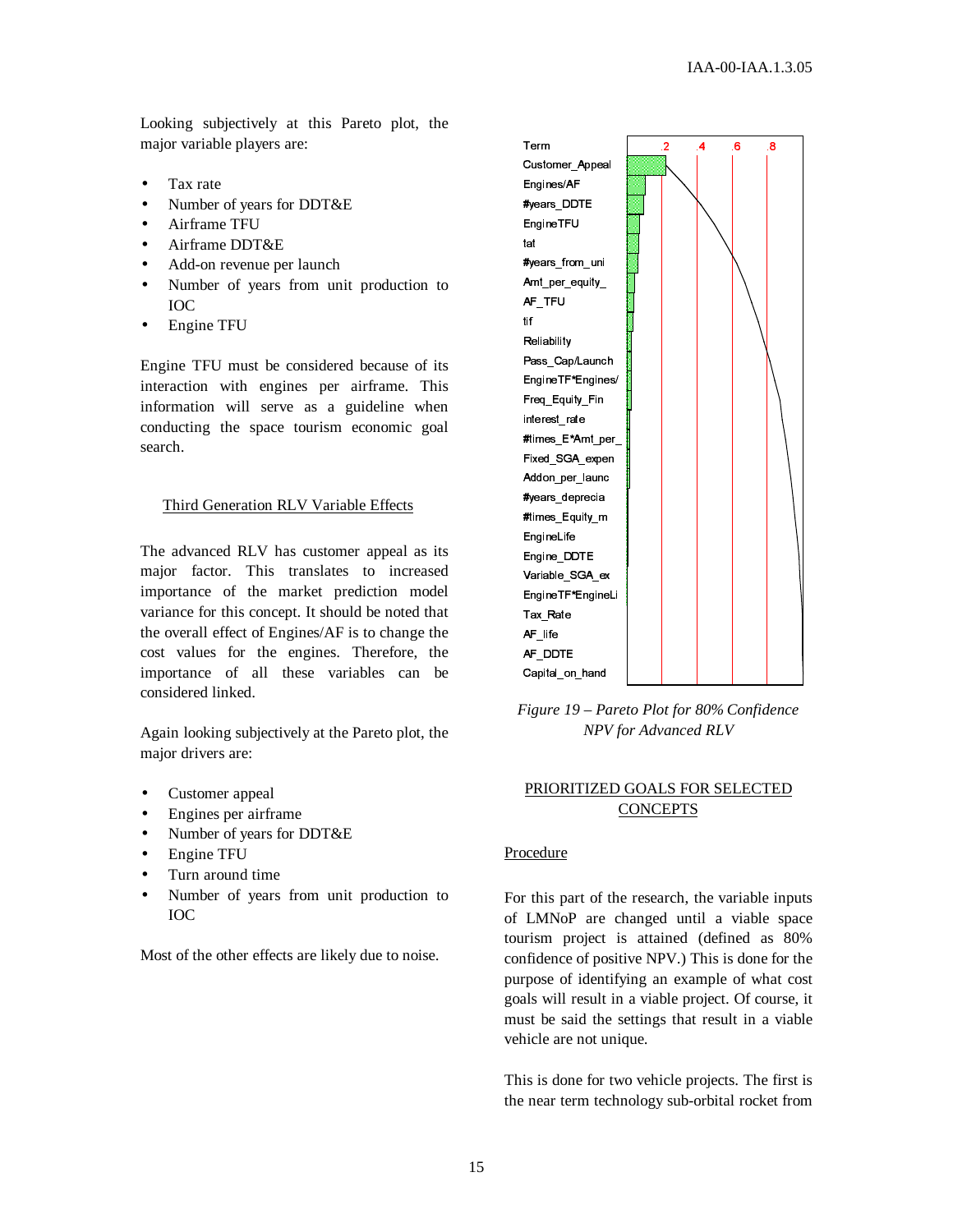Looking subjectively at this Pareto plot, the major variable players are:

- Tax rate
- Number of years for DDT&E
- Airframe TFU
- Airframe DDT&E
- Add-on revenue per launch
- Number of years from unit production to IOC
- Engine TFU

Engine TFU must be considered because of its interaction with engines per airframe. This information will serve as a guideline when conducting the space tourism economic goal search.

### Third Generation RLV Variable Effects

The advanced RLV has customer appeal as its major factor. This translates to increased importance of the market prediction model variance for this concept. It should be noted that the overall effect of Engines/AF is to change the cost values for the engines. Therefore, the importance of all these variables can be considered linked.

Again looking subjectively at the Pareto plot, the major drivers are:

- Customer appeal
- Engines per airframe
- Number of years for DDT&E
- Engine TFU
- Turn around time
- Number of years from unit production to IOC

Most of the other effects are likely due to noise.

| Term |
|---|
| Customer_Appeal |
| Engines/AF |
| #years_DDTE |
| EngineTFU |
| tat |
| #years_from_uni |
| Amt_per_equity_ |
| AF_TFU |
| tif |
| Reliability |
| Pass_Cap/Launch |
| EngineTF*Engines/ |
| Freq_Equity_Fin |
| interest_rate |
| #times_E*Amt_per_ |
| Fixed_SGA_expen |
| Addon_per_launc |
| #years_deprecia |
| #times_Equity_m |
| EngineLife |
| Engine_DDTE |
| Variable_SGA_ex |
| EngineTF*EngineLi |
| Tax_Rate |
| AF_life |
| AF_DDTE |
| Capital_on_hand |

*Figure 19 – Pareto Plot for 80% Confidence NPV for Advanced RLV*

## PRIORITIZED GOALS FOR SELECTED CONCEPTS

### Procedure

For this part of the research, the variable inputs of LMNoP are changed until a viable space tourism project is attained (defined as 80% confidence of positive NPV.) This is done for the purpose of identifying an example of what cost goals will result in a viable project. Of course, it must be said the settings that result in a viable vehicle are not unique.

This is done for two vehicle projects. The first is the near term technology sub-orbital rocket from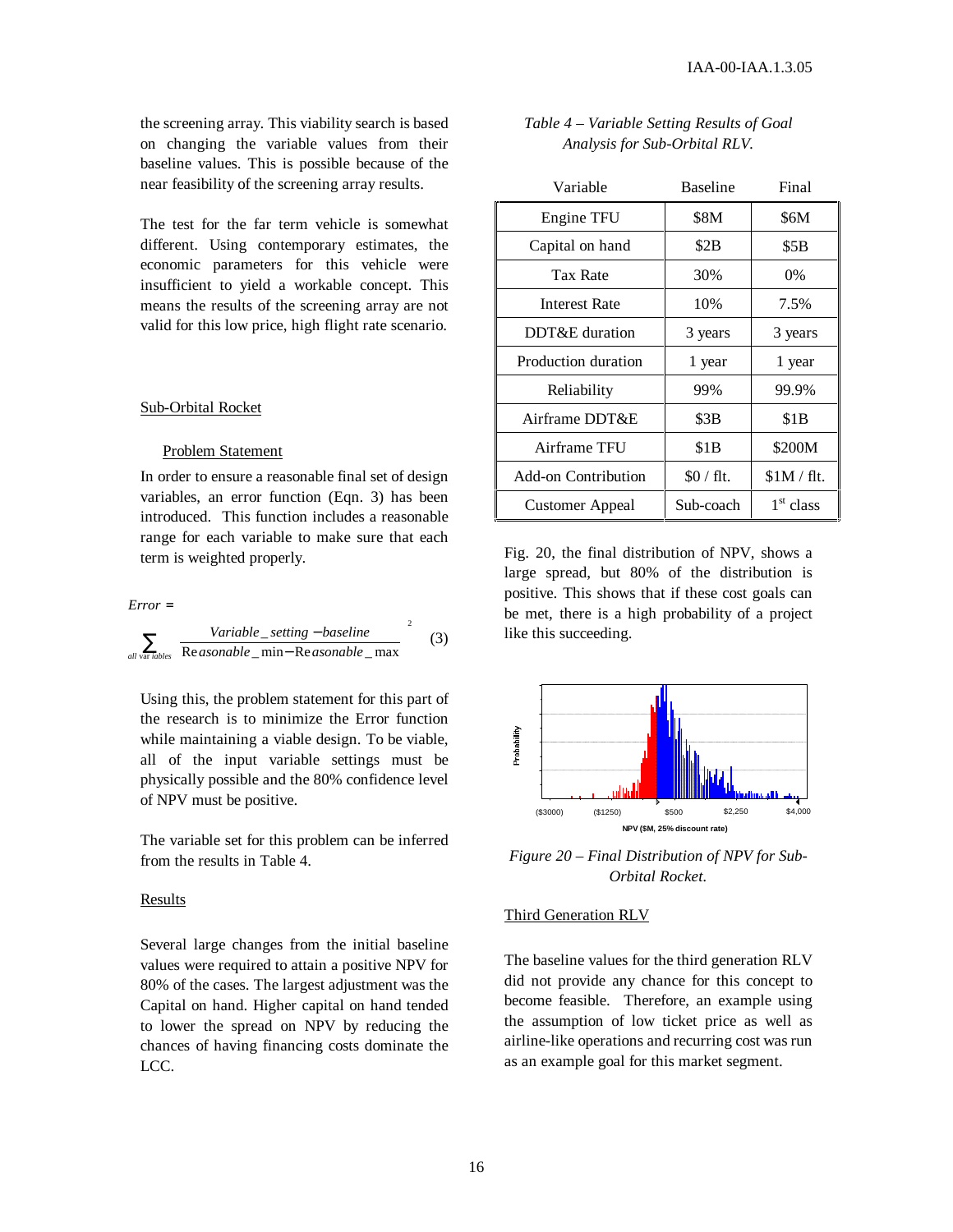the screening array. This viability search is based on changing the variable values from their baseline values. This is possible because of the near feasibility of the screening array results.

The test for the far term vehicle is somewhat different. Using contemporary estimates, the economic parameters for this vehicle were insufficient to yield a workable concept. This means the results of the screening array are not valid for this low price, high flight rate scenario.

### Sub-Orbital Rocket

#### Problem Statement

In order to ensure a reasonable final set of design variables, an error function (Eqn. 3) has been introduced. This function includes a reasonable range for each variable to make sure that each term is weighted properly.

$$Error = \sum_{all\ variables} \left( \frac{Variable\_setting - baseline}{Reasonable\_min - Reasonable\_max} \right)^2 \quad (3)$$

Using this, the problem statement for this part of the research is to minimize the Error function while maintaining a viable design. To be viable, all of the input variable settings must be physically possible and the 80% confidence level of NPV must be positive.

The variable set for this problem can be inferred from the results in Table 4.

#### Results

Several large changes from the initial baseline values were required to attain a positive NPV for 80% of the cases. The largest adjustment was the Capital on hand. Higher capital on hand tended to lower the spread on NPV by reducing the chances of having financing costs dominate the LCC.

*Table 4 – Variable Setting Results of Goal Analysis for Sub-Orbital RLV.*

| Variable | Baseline | Final |
|---|---|---|
| Engine TFU | \$8M | \$6M |
| Capital on hand | \$2B | \$5B |
| Tax Rate | 30% | 0% |
| Interest Rate | 10% | 7.5% |
| DDT&E duration | 3 years | 3 years |
| Production duration | 1 year | 1 year |
| Reliability | 99% | 99.9% |
| Airframe DDT&E | \$3B | \$1B |
| Airframe TFU | \$1B | \$200M |
| Add-on Contribution | \$0 / flt. | \$1M / flt. |
| Customer Appeal | Sub-coach | 1st class |

Fig. 20, the final distribution of NPV, shows a large spread, but 80% of the distribution is positive. This shows that if these cost goals can be met, there is a high probability of a project like this succeeding.

*Figure 20 – Final Distribution of NPV for Sub-Orbital Rocket.*

### Third Generation RLV

The baseline values for the third generation RLV did not provide any chance for this concept to become feasible. Therefore, an example using the assumption of low ticket price as well as airline-like operations and recurring cost was run as an example goal for this market segment.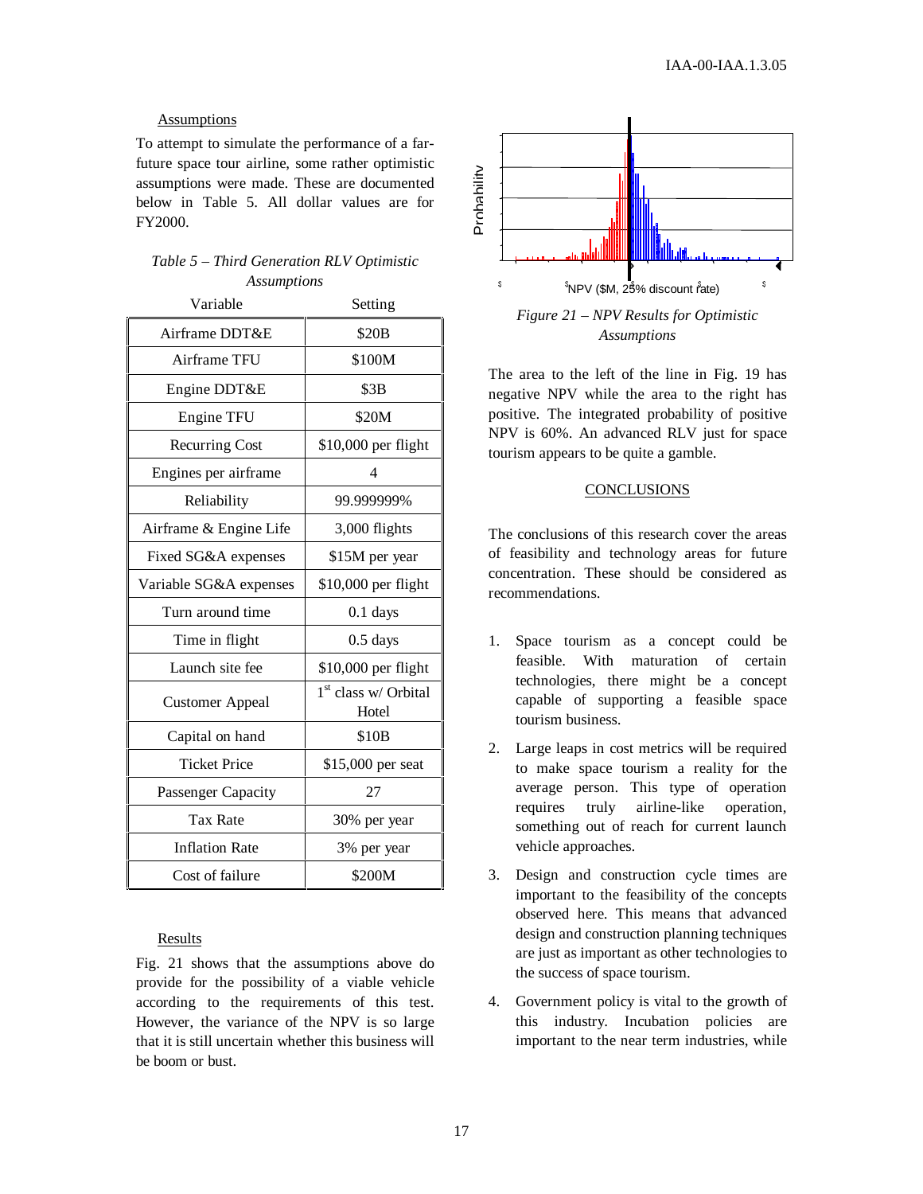### Assumptions

To attempt to simulate the performance of a far-future space tour airline, some rather optimistic assumptions were made. These are documented below in Table 5. All dollar values are for FY2000.

*Table 5 – Third Generation RLV Optimistic Assumptions*

| Variable | Setting |
|---|---|
| Airframe DDT&E | \$20B |
| Airframe TFU | \$100M |
| Engine DDT&E | \$3B |
| Engine TFU | \$20M |
| Recurring Cost | \$10,000 per flight |
| Engines per airframe | 4 |
| Reliability | 99.999999% |
| Airframe & Engine Life | 3,000 flights |
| Fixed SG&A expenses | \$15M per year |
| Variable SG&A expenses | \$10,000 per flight |
| Turn around time | 0.1 days |
| Time in flight | 0.5 days |
| Launch site fee | \$10,000 per flight |
| Customer Appeal | 1st class w/ Orbital Hotel |
| Capital on hand | \$10B |
| Ticket Price | \$15,000 per seat |
| Passenger Capacity | 27 |
| Tax Rate | 30% per year |
| Inflation Rate | 3% per year |
| Cost of failure | \$200M |

### Results

Fig. 21 shows that the assumptions above do provide for the possibility of a viable vehicle according to the requirements of this test. However, the variance of the NPV is so large that it is still uncertain whether this business will be boom or bust.

*Figure 21 – NPV Results for Optimistic Assumptions*

The area to the left of the line in Fig. 19 has negative NPV while the area to the right has positive. The integrated probability of positive NPV is 60%. An advanced RLV just for space tourism appears to be quite a gamble.

## CONCLUSIONS

The conclusions of this research cover the areas of feasibility and technology areas for future concentration. These should be considered as recommendations.

1. Space tourism as a concept could be feasible. With maturation of certain technologies, there might be a concept capable of supporting a feasible space tourism business.
2. Large leaps in cost metrics will be required to make space tourism a reality for the average person. This type of operation requires truly airline-like operation, something out of reach for current launch vehicle approaches.
3. Design and construction cycle times are important to the feasibility of the concepts observed here. This means that advanced design and construction planning techniques are just as important as other technologies to the success of space tourism.
4. Government policy is vital to the growth of this industry. Incubation policies are important to the near term industries, while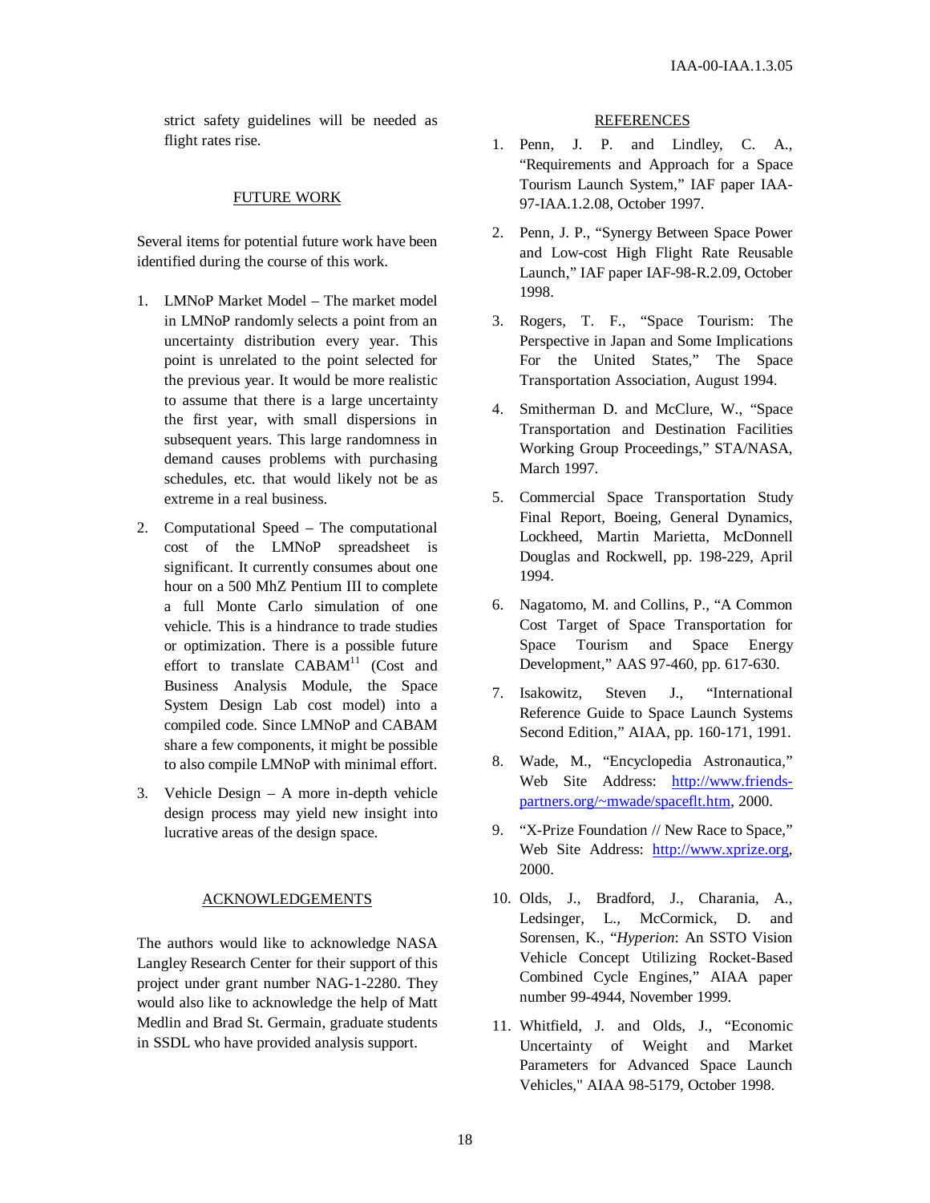strict safety guidelines will be needed as flight rates rise.

## FUTURE WORK

Several items for potential future work have been identified during the course of this work.

1. LMNoP Market Model – The market model in LMNoP randomly selects a point from an uncertainty distribution every year. This point is unrelated to the point selected for the previous year. It would be more realistic to assume that there is a large uncertainty the first year, with small dispersions in subsequent years. This large randomness in demand causes problems with purchasing schedules, etc. that would likely not be as extreme in a real business.

2. Computational Speed – The computational cost of the LMNoP spreadsheet is significant. It currently consumes about one hour on a 500 MhZ Pentium III to complete a full Monte Carlo simulation of one vehicle. This is a hindrance to trade studies or optimization. There is a possible future effort to translate CABAM[11] (Cost and Business Analysis Module, the Space System Design Lab cost model) into a compiled code. Since LMNoP and CABAM share a few components, it might be possible to also compile LMNoP with minimal effort.

3. Vehicle Design – A more in-depth vehicle design process may yield new insight into lucrative areas of the design space.

## ACKNOWLEDGEMENTS

The authors would like to acknowledge NASA Langley Research Center for their support of this project under grant number NAG-1-2280. They would also like to acknowledge the help of Matt Medlin and Brad St. Germain, graduate students in SSDL who have provided analysis support.

## REFERENCES

1. Penn, J. P. and Lindley, C. A., "Requirements and Approach for a Space Tourism Launch System," IAF paper IAA-97-IAA.1.2.08, October 1997.

2. Penn, J. P., "Synergy Between Space Power and Low-cost High Flight Rate Reusable Launch," IAF paper IAF-98-R.2.09, October 1998.

3. Rogers, T. F., "Space Tourism: The Perspective in Japan and Some Implications For the United States," The Space Transportation Association, August 1994.

4. Smitherman D. and McClure, W., "Space Transportation and Destination Facilities Working Group Proceedings," STA/NASA, March 1997.

5. Commercial Space Transportation Study Final Report, Boeing, General Dynamics, Lockheed, Martin Marietta, McDonnell Douglas and Rockwell, pp. 198-229, April 1994.

6. Nagatomo, M. and Collins, P., "A Common Cost Target of Space Transportation for Space Tourism and Space Energy Development," AAS 97-460, pp. 617-630.

7. Isakowitz, Steven J., "International Reference Guide to Space Launch Systems Second Edition," AIAA, pp. 160-171, 1991.

8. Wade, M., "Encyclopedia Astronautica," Web Site Address: http://www.friends-partners.org/~mwade/spaceflt.htm, 2000.

9. "X-Prize Foundation // New Race to Space," Web Site Address: http://www.xprize.org, 2000.

10. Olds, J., Bradford, J., Charania, A., Ledsinger, L., McCormick, D. and Sorensen, K., "*Hyperion*: An SSTO Vision Vehicle Concept Utilizing Rocket-Based Combined Cycle Engines," AIAA paper number 99-4944, November 1999.

11. Whitfield, J. and Olds, J., "Economic Uncertainty of Weight and Market Parameters for Advanced Space Launch Vehicles," AIAA 98-5179, October 1998.